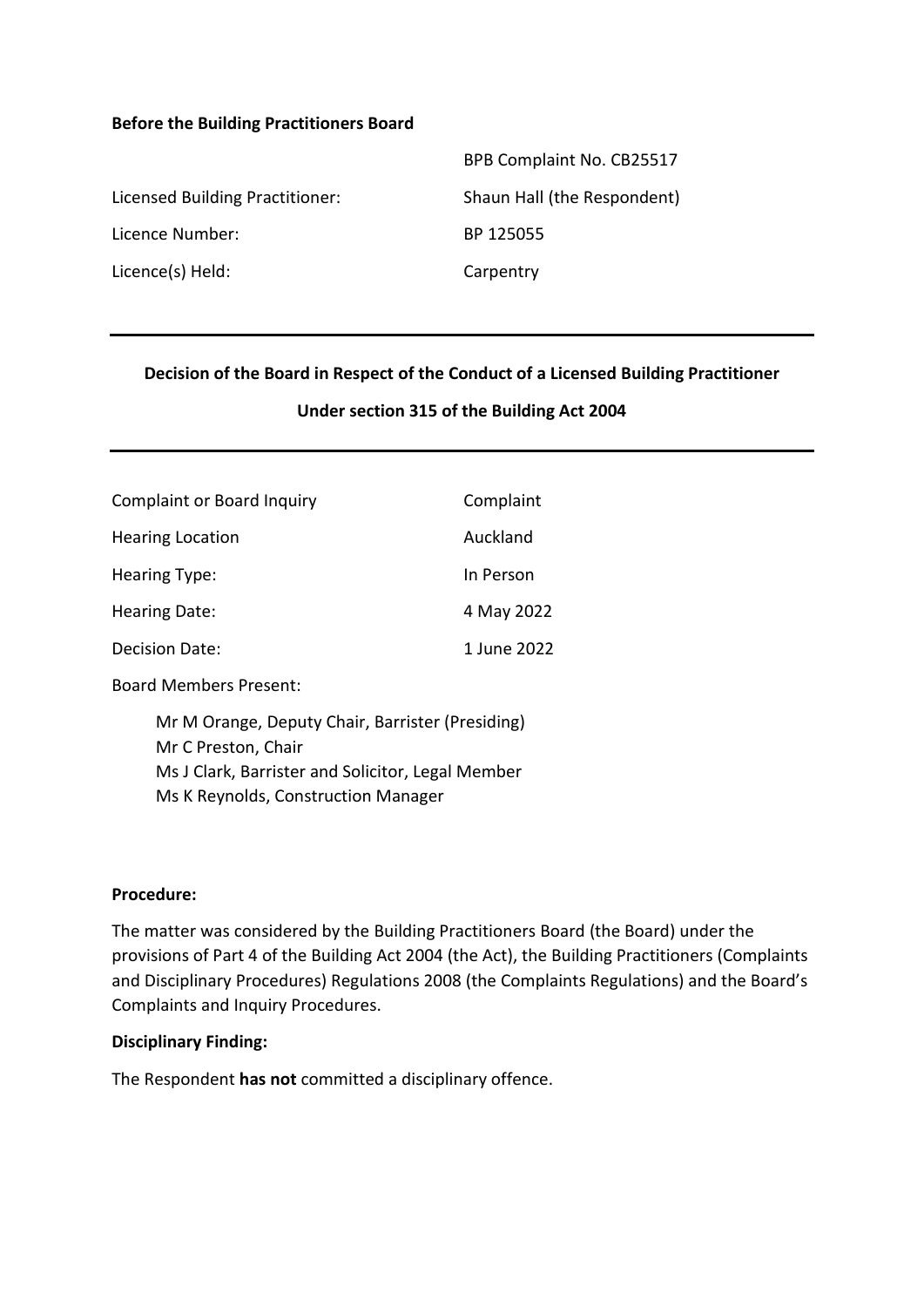**Before the Building Practitioners Board**

| | |
|---|---|
| | BPB Complaint No. CB25517 |
| Licensed Building Practitioner: | Shaun Hall (the Respondent) |
| Licence Number: | BP 125055 |
| Licence(s) Held: | Carpentry |

---

**Decision of the Board in Respect of the Conduct of a Licensed Building Practitioner**

**Under section 315 of the Building Act 2004**

---

| | |
|---|---|
| Complaint or Board Inquiry | Complaint |
| Hearing Location | Auckland |
| Hearing Type: | In Person |
| Hearing Date: | 4 May 2022 |
| Decision Date: | 1 June 2022 |

Board Members Present:

Mr M Orange, Deputy Chair, Barrister (Presiding)
Mr C Preston, Chair
Ms J Clark, Barrister and Solicitor, Legal Member
Ms K Reynolds, Construction Manager

**Procedure:**

The matter was considered by the Building Practitioners Board (the Board) under the provisions of Part 4 of the Building Act 2004 (the Act), the Building Practitioners (Complaints and Disciplinary Procedures) Regulations 2008 (the Complaints Regulations) and the Board's Complaints and Inquiry Procedures.

**Disciplinary Finding:**

The Respondent **has not** committed a disciplinary offence.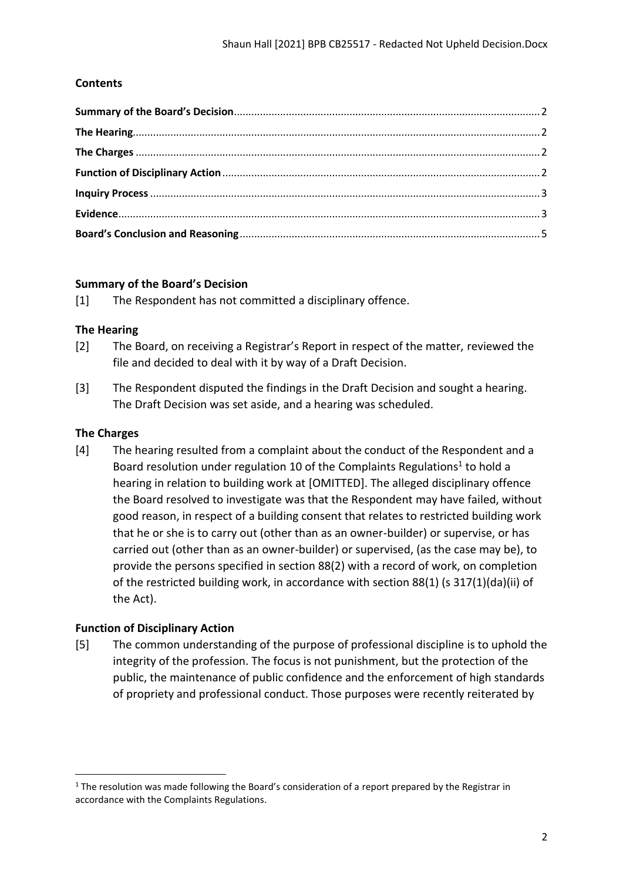## Contents

Summary of the Board's Decision ........ 2
The Hearing ........ 2
The Charges ........ 2
Function of Disciplinary Action ........ 2
Inquiry Process ........ 3
Evidence ........ 3
Board's Conclusion and Reasoning ........ 5

## Summary of the Board's Decision

[1] The Respondent has not committed a disciplinary offence.

## The Hearing

[2] The Board, on receiving a Registrar's Report in respect of the matter, reviewed the file and decided to deal with it by way of a Draft Decision.

[3] The Respondent disputed the findings in the Draft Decision and sought a hearing. The Draft Decision was set aside, and a hearing was scheduled.

## The Charges

[4] The hearing resulted from a complaint about the conduct of the Respondent and a Board resolution under regulation 10 of the Complaints Regulations[1] to hold a hearing in relation to building work at [OMITTED]. The alleged disciplinary offence the Board resolved to investigate was that the Respondent may have failed, without good reason, in respect of a building consent that relates to restricted building work that he or she is to carry out (other than as an owner-builder) or supervise, or has carried out (other than as an owner-builder) or supervised, (as the case may be), to provide the persons specified in section 88(2) with a record of work, on completion of the restricted building work, in accordance with section 88(1) (s 317(1)(da)(ii) of the Act).

## Function of Disciplinary Action

[5] The common understanding of the purpose of professional discipline is to uphold the integrity of the profession. The focus is not punishment, but the protection of the public, the maintenance of public confidence and the enforcement of high standards of propriety and professional conduct. Those purposes were recently reiterated by

[1] The resolution was made following the Board's consideration of a report prepared by the Registrar in accordance with the Complaints Regulations.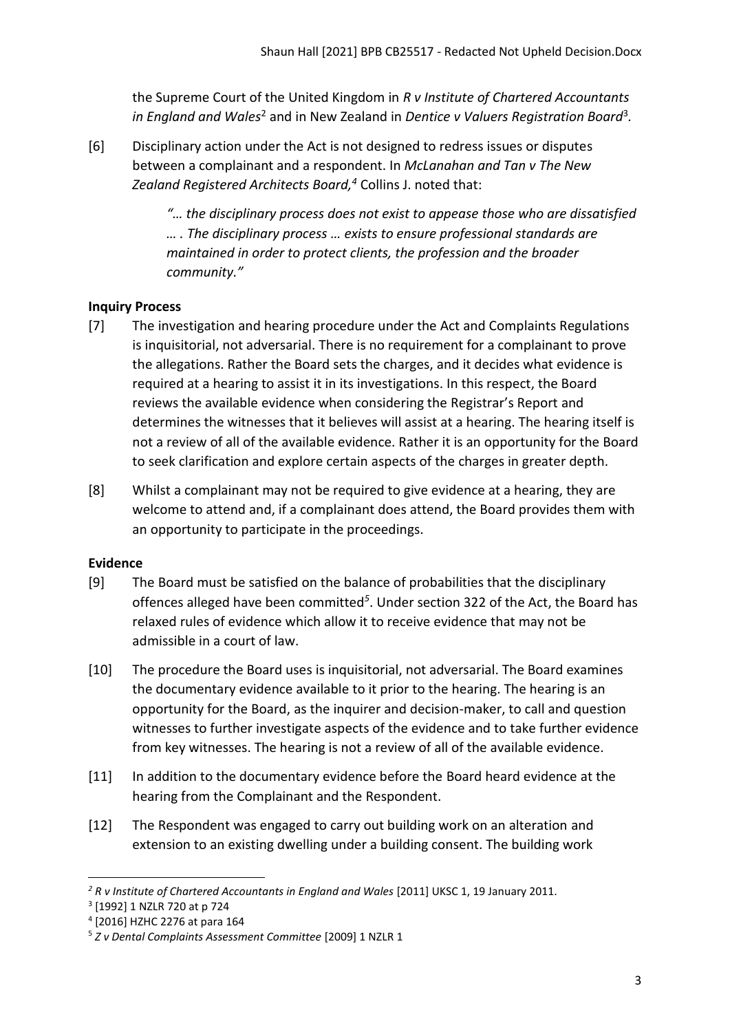the Supreme Court of the United Kingdom in *R v Institute of Chartered Accountants in England and Wales*[2] and in New Zealand in *Dentice v Valuers Registration Board*[3].

[6] Disciplinary action under the Act is not designed to redress issues or disputes between a complainant and a respondent. In *McLanahan and Tan v The New Zealand Registered Architects Board,*[4] Collins J. noted that:

> *"… the disciplinary process does not exist to appease those who are dissatisfied … . The disciplinary process … exists to ensure professional standards are maintained in order to protect clients, the profession and the broader community."*

**Inquiry Process**

[7] The investigation and hearing procedure under the Act and Complaints Regulations is inquisitorial, not adversarial. There is no requirement for a complainant to prove the allegations. Rather the Board sets the charges, and it decides what evidence is required at a hearing to assist it in its investigations. In this respect, the Board reviews the available evidence when considering the Registrar's Report and determines the witnesses that it believes will assist at a hearing. The hearing itself is not a review of all of the available evidence. Rather it is an opportunity for the Board to seek clarification and explore certain aspects of the charges in greater depth.

[8] Whilst a complainant may not be required to give evidence at a hearing, they are welcome to attend and, if a complainant does attend, the Board provides them with an opportunity to participate in the proceedings.

**Evidence**

[9] The Board must be satisfied on the balance of probabilities that the disciplinary offences alleged have been committed[5]. Under section 322 of the Act, the Board has relaxed rules of evidence which allow it to receive evidence that may not be admissible in a court of law.

[10] The procedure the Board uses is inquisitorial, not adversarial. The Board examines the documentary evidence available to it prior to the hearing. The hearing is an opportunity for the Board, as the inquirer and decision-maker, to call and question witnesses to further investigate aspects of the evidence and to take further evidence from key witnesses. The hearing is not a review of all of the available evidence.

[11] In addition to the documentary evidence before the Board heard evidence at the hearing from the Complainant and the Respondent.

[12] The Respondent was engaged to carry out building work on an alteration and extension to an existing dwelling under a building consent. The building work

---

[2] *R v Institute of Chartered Accountants in England and Wales* [2011] UKSC 1, 19 January 2011.

[3] [1992] 1 NZLR 720 at p 724

[4] [2016] HZHC 2276 at para 164

[5] *Z v Dental Complaints Assessment Committee* [2009] 1 NZLR 1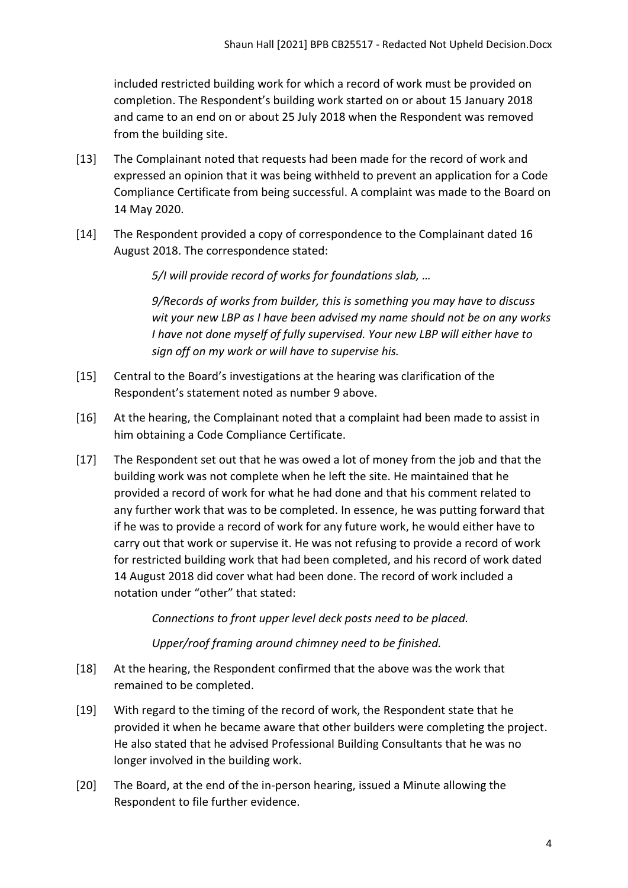included restricted building work for which a record of work must be provided on completion. The Respondent's building work started on or about 15 January 2018 and came to an end on or about 25 July 2018 when the Respondent was removed from the building site.

[13] The Complainant noted that requests had been made for the record of work and expressed an opinion that it was being withheld to prevent an application for a Code Compliance Certificate from being successful. A complaint was made to the Board on 14 May 2020.

[14] The Respondent provided a copy of correspondence to the Complainant dated 16 August 2018. The correspondence stated:

> *5/I will provide record of works for foundations slab, …*
>
> *9/Records of works from builder, this is something you may have to discuss wit your new LBP as I have been advised my name should not be on any works I have not done myself of fully supervised. Your new LBP will either have to sign off on my work or will have to supervise his.*

[15] Central to the Board's investigations at the hearing was clarification of the Respondent's statement noted as number 9 above.

[16] At the hearing, the Complainant noted that a complaint had been made to assist in him obtaining a Code Compliance Certificate.

[17] The Respondent set out that he was owed a lot of money from the job and that the building work was not complete when he left the site. He maintained that he provided a record of work for what he had done and that his comment related to any further work that was to be completed. In essence, he was putting forward that if he was to provide a record of work for any future work, he would either have to carry out that work or supervise it. He was not refusing to provide a record of work for restricted building work that had been completed, and his record of work dated 14 August 2018 did cover what had been done. The record of work included a notation under "other" that stated:

> *Connections to front upper level deck posts need to be placed.*
>
> *Upper/roof framing around chimney need to be finished.*

[18] At the hearing, the Respondent confirmed that the above was the work that remained to be completed.

[19] With regard to the timing of the record of work, the Respondent state that he provided it when he became aware that other builders were completing the project. He also stated that he advised Professional Building Consultants that he was no longer involved in the building work.

[20] The Board, at the end of the in-person hearing, issued a Minute allowing the Respondent to file further evidence.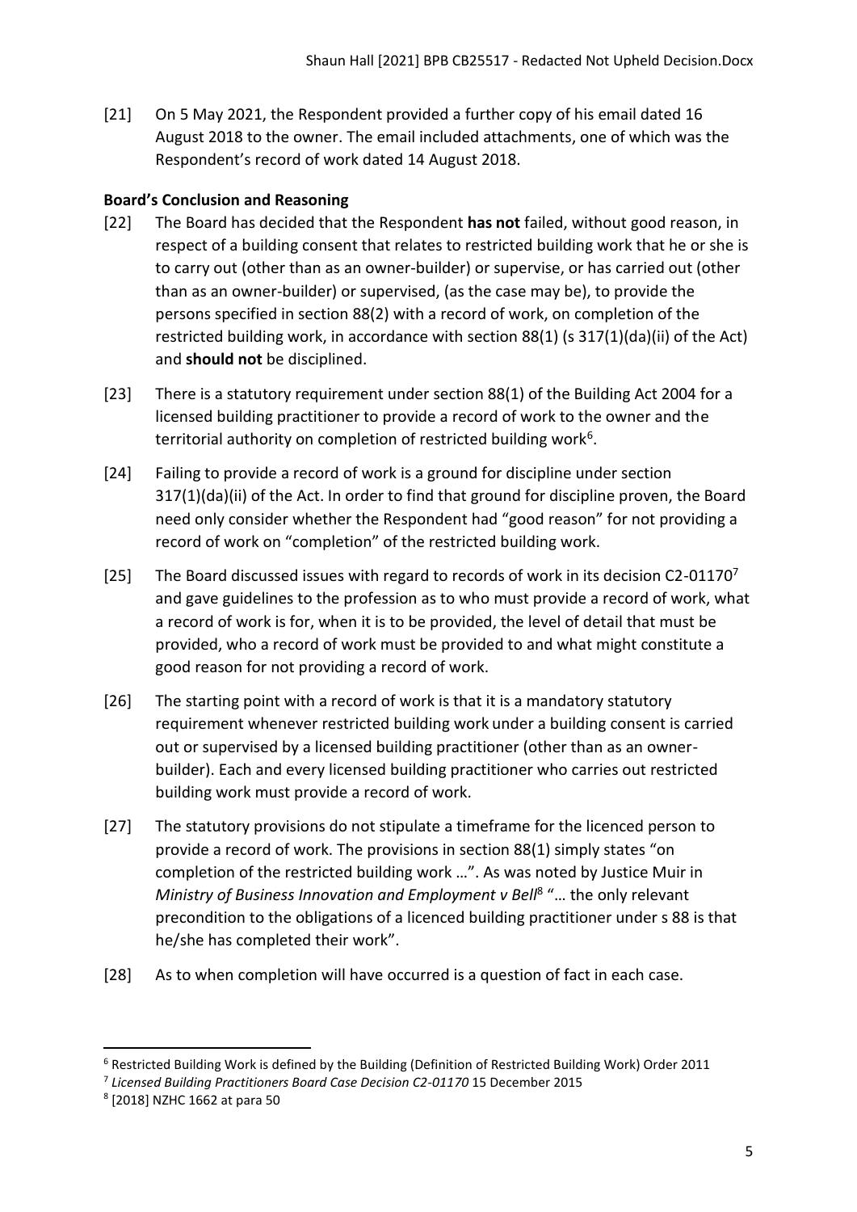[21] On 5 May 2021, the Respondent provided a further copy of his email dated 16 August 2018 to the owner. The email included attachments, one of which was the Respondent's record of work dated 14 August 2018.

**Board's Conclusion and Reasoning**

[22] The Board has decided that the Respondent **has not** failed, without good reason, in respect of a building consent that relates to restricted building work that he or she is to carry out (other than as an owner-builder) or supervise, or has carried out (other than as an owner-builder) or supervised, (as the case may be), to provide the persons specified in section 88(2) with a record of work, on completion of the restricted building work, in accordance with section 88(1) (s 317(1)(da)(ii) of the Act) and **should not** be disciplined.

[23] There is a statutory requirement under section 88(1) of the Building Act 2004 for a licensed building practitioner to provide a record of work to the owner and the territorial authority on completion of restricted building work[6].

[24] Failing to provide a record of work is a ground for discipline under section 317(1)(da)(ii) of the Act. In order to find that ground for discipline proven, the Board need only consider whether the Respondent had "good reason" for not providing a record of work on "completion" of the restricted building work.

[25] The Board discussed issues with regard to records of work in its decision C2-01170[7] and gave guidelines to the profession as to who must provide a record of work, what a record of work is for, when it is to be provided, the level of detail that must be provided, who a record of work must be provided to and what might constitute a good reason for not providing a record of work.

[26] The starting point with a record of work is that it is a mandatory statutory requirement whenever restricted building work under a building consent is carried out or supervised by a licensed building practitioner (other than as an owner-builder). Each and every licensed building practitioner who carries out restricted building work must provide a record of work.

[27] The statutory provisions do not stipulate a timeframe for the licenced person to provide a record of work. The provisions in section 88(1) simply states "on completion of the restricted building work …". As was noted by Justice Muir in *Ministry of Business Innovation and Employment v Bell*[8] "… the only relevant precondition to the obligations of a licenced building practitioner under s 88 is that he/she has completed their work".

[28] As to when completion will have occurred is a question of fact in each case.

---

[6] Restricted Building Work is defined by the Building (Definition of Restricted Building Work) Order 2011

[7] *Licensed Building Practitioners Board Case Decision C2-01170* 15 December 2015

[8] [2018] NZHC 1662 at para 50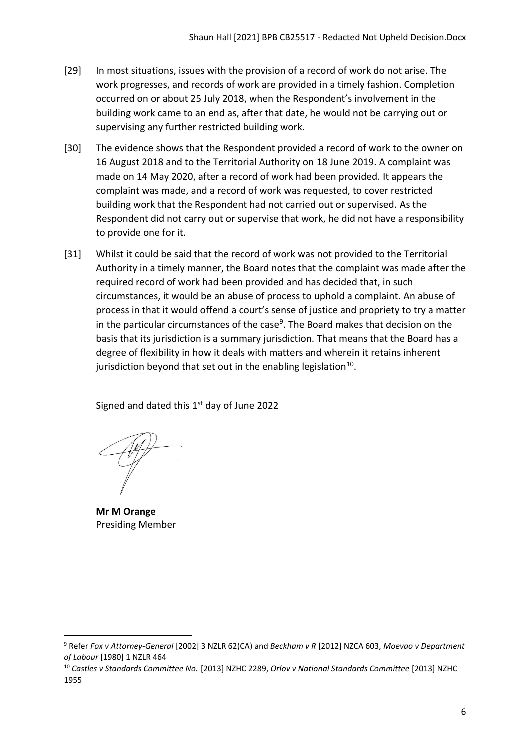[29] In most situations, issues with the provision of a record of work do not arise. The work progresses, and records of work are provided in a timely fashion. Completion occurred on or about 25 July 2018, when the Respondent's involvement in the building work came to an end as, after that date, he would not be carrying out or supervising any further restricted building work.

[30] The evidence shows that the Respondent provided a record of work to the owner on 16 August 2018 and to the Territorial Authority on 18 June 2019. A complaint was made on 14 May 2020, after a record of work had been provided. It appears the complaint was made, and a record of work was requested, to cover restricted building work that the Respondent had not carried out or supervised. As the Respondent did not carry out or supervise that work, he did not have a responsibility to provide one for it.

[31] Whilst it could be said that the record of work was not provided to the Territorial Authority in a timely manner, the Board notes that the complaint was made after the required record of work had been provided and has decided that, in such circumstances, it would be an abuse of process to uphold a complaint. An abuse of process in that it would offend a court's sense of justice and propriety to try a matter in the particular circumstances of the case[9]. The Board makes that decision on the basis that its jurisdiction is a summary jurisdiction. That means that the Board has a degree of flexibility in how it deals with matters and wherein it retains inherent jurisdiction beyond that set out in the enabling legislation[10].

Signed and dated this 1st day of June 2022

**Mr M Orange**
Presiding Member

---

[9] Refer *Fox v Attorney-General* [2002] 3 NZLR 62(CA) and *Beckham v R* [2012] NZCA 603, *Moevao v Department of Labour* [1980] 1 NZLR 464

[10] *Castles v Standards Committee No.* [2013] NZHC 2289, *Orlov v National Standards Committee* [2013] NZHC 1955